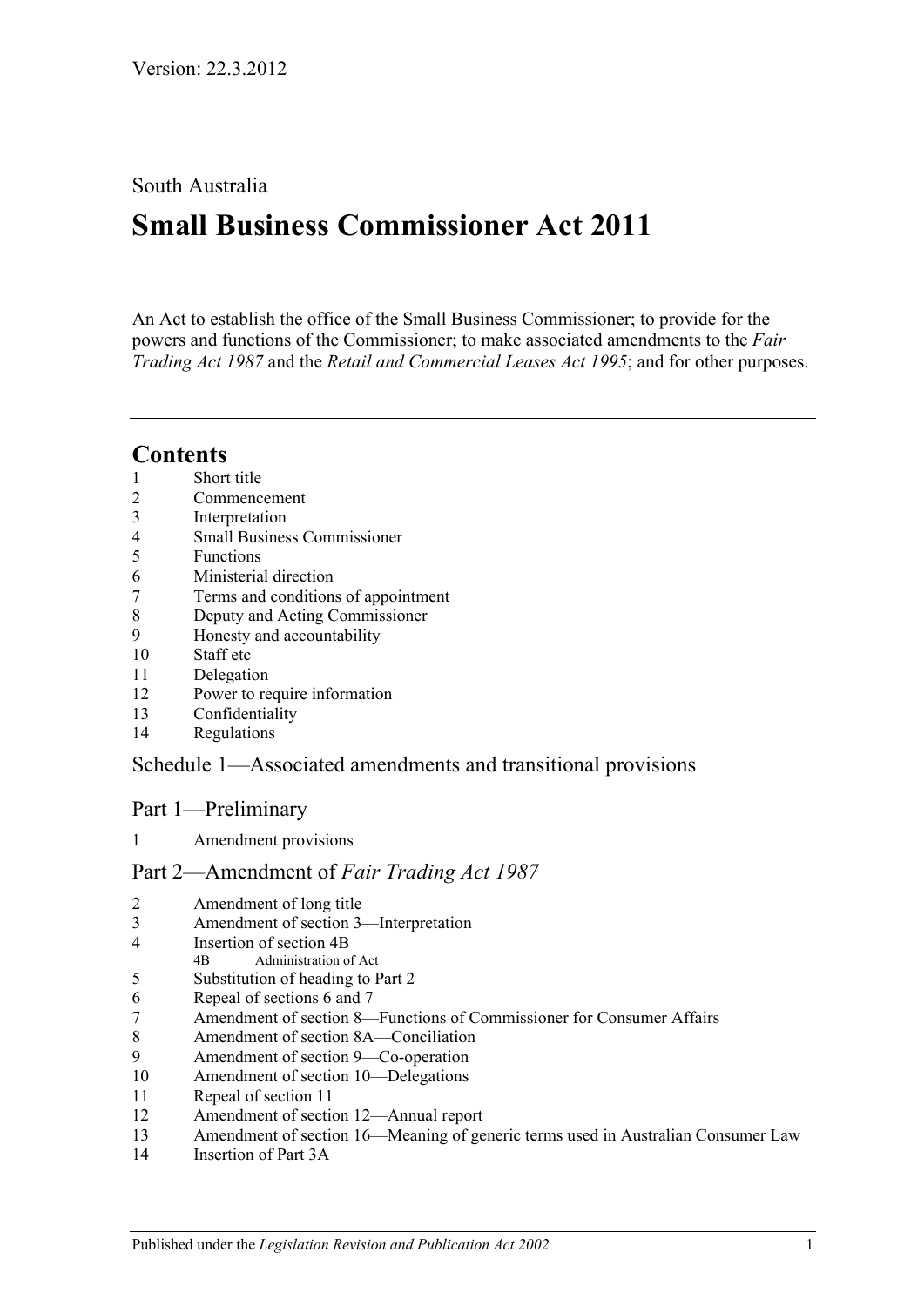Version: 22.3.2012

South Australia

# Small Business Commissioner Act 2011

An Act to establish the office of the Small Business Commissioner; to provide for the powers and functions of the Commissioner; to make associated amendments to the *Fair Trading Act 1987* and the *Retail and Commercial Leases Act 1995*; and for other purposes.

---

## Contents

1 Short title
2 Commencement
3 Interpretation
4 Small Business Commissioner
5 Functions
6 Ministerial direction
7 Terms and conditions of appointment
8 Deputy and Acting Commissioner
9 Honesty and accountability
10 Staff etc
11 Delegation
12 Power to require information
13 Confidentiality
14 Regulations

### Schedule 1—Associated amendments and transitional provisions

### Part 1—Preliminary

1 Amendment provisions

### Part 2—Amendment of *Fair Trading Act 1987*

2 Amendment of long title
3 Amendment of section 3—Interpretation
4 Insertion of section 4B
 4B Administration of Act
5 Substitution of heading to Part 2
6 Repeal of sections 6 and 7
7 Amendment of section 8—Functions of Commissioner for Consumer Affairs
8 Amendment of section 8A—Conciliation
9 Amendment of section 9—Co-operation
10 Amendment of section 10—Delegations
11 Repeal of section 11
12 Amendment of section 12—Annual report
13 Amendment of section 16—Meaning of generic terms used in Australian Consumer Law
14 Insertion of Part 3A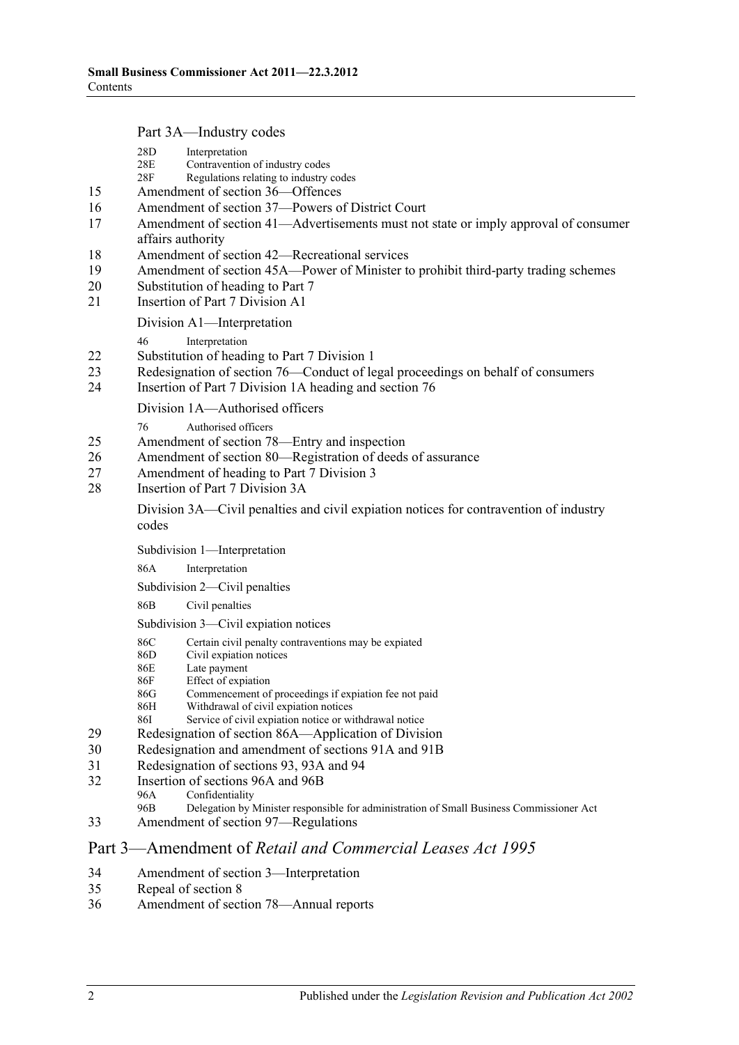Part 3A—Industry codes

28D Interpretation
28E Contravention of industry codes
28F Regulations relating to industry codes

15 Amendment of section 36—Offences
16 Amendment of section 37—Powers of District Court
17 Amendment of section 41—Advertisements must not state or imply approval of consumer affairs authority
18 Amendment of section 42—Recreational services
19 Amendment of section 45A—Power of Minister to prohibit third-party trading schemes
20 Substitution of heading to Part 7
21 Insertion of Part 7 Division A1

Division A1—Interpretation

46 Interpretation

22 Substitution of heading to Part 7 Division 1
23 Redesignation of section 76—Conduct of legal proceedings on behalf of consumers
24 Insertion of Part 7 Division 1A heading and section 76

Division 1A—Authorised officers

76 Authorised officers

25 Amendment of section 78—Entry and inspection
26 Amendment of section 80—Registration of deeds of assurance
27 Amendment of heading to Part 7 Division 3
28 Insertion of Part 7 Division 3A

Division 3A—Civil penalties and civil expiation notices for contravention of industry codes

Subdivision 1—Interpretation

86A Interpretation

Subdivision 2—Civil penalties

86B Civil penalties

Subdivision 3—Civil expiation notices

86C Certain civil penalty contraventions may be expiated
86D Civil expiation notices
86E Late payment
86F Effect of expiation
86G Commencement of proceedings if expiation fee not paid
86H Withdrawal of civil expiation notices
86I Service of civil expiation notice or withdrawal notice

29 Redesignation of section 86A—Application of Division
30 Redesignation and amendment of sections 91A and 91B
31 Redesignation of sections 93, 93A and 94
32 Insertion of sections 96A and 96B

96A Confidentiality
96B Delegation by Minister responsible for administration of Small Business Commissioner Act

33 Amendment of section 97—Regulations

## Part 3—Amendment of *Retail and Commercial Leases Act 1995*

34 Amendment of section 3—Interpretation
35 Repeal of section 8
36 Amendment of section 78—Annual reports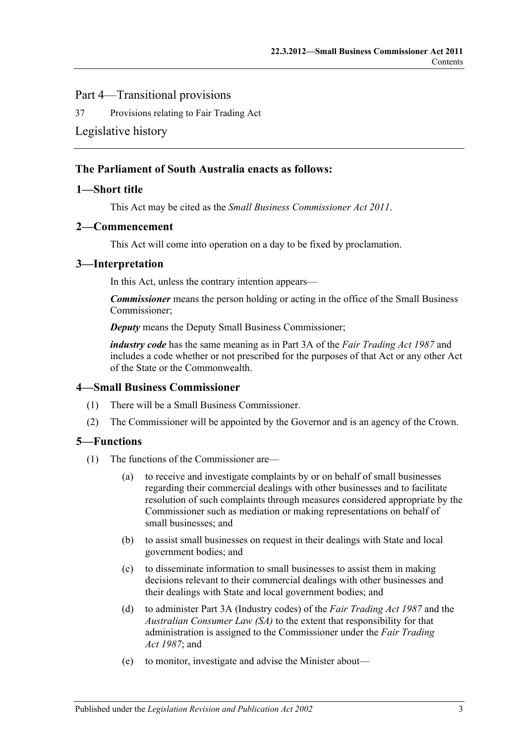Part 4—Transitional provisions

37 Provisions relating to Fair Trading Act

Legislative history

## The Parliament of South Australia enacts as follows:

### 1—Short title

This Act may be cited as the *Small Business Commissioner Act 2011*.

### 2—Commencement

This Act will come into operation on a day to be fixed by proclamation.

### 3—Interpretation

In this Act, unless the contrary intention appears—

***Commissioner*** means the person holding or acting in the office of the Small Business Commissioner;

***Deputy*** means the Deputy Small Business Commissioner;

***industry code*** has the same meaning as in Part 3A of the *Fair Trading Act 1987* and includes a code whether or not prescribed for the purposes of that Act or any other Act of the State or the Commonwealth.

### 4—Small Business Commissioner

(1) There will be a Small Business Commissioner.

(2) The Commissioner will be appointed by the Governor and is an agency of the Crown.

### 5—Functions

(1) The functions of the Commissioner are—

(a) to receive and investigate complaints by or on behalf of small businesses regarding their commercial dealings with other businesses and to facilitate resolution of such complaints through measures considered appropriate by the Commissioner such as mediation or making representations on behalf of small businesses; and

(b) to assist small businesses on request in their dealings with State and local government bodies; and

(c) to disseminate information to small businesses to assist them in making decisions relevant to their commercial dealings with other businesses and their dealings with State and local government bodies; and

(d) to administer Part 3A (Industry codes) of the *Fair Trading Act 1987* and the *Australian Consumer Law (SA)* to the extent that responsibility for that administration is assigned to the Commissioner under the *Fair Trading Act 1987*; and

(e) to monitor, investigate and advise the Minister about—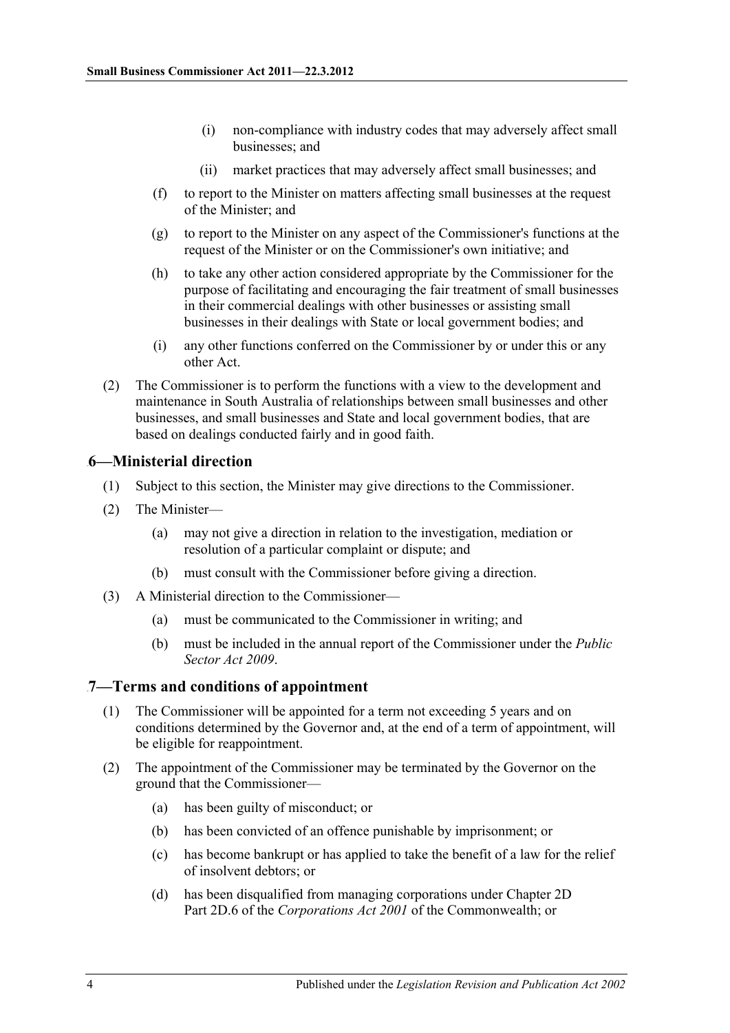(i) non-compliance with industry codes that may adversely affect small businesses; and

(ii) market practices that may adversely affect small businesses; and

(f) to report to the Minister on matters affecting small businesses at the request of the Minister; and

(g) to report to the Minister on any aspect of the Commissioner's functions at the request of the Minister or on the Commissioner's own initiative; and

(h) to take any other action considered appropriate by the Commissioner for the purpose of facilitating and encouraging the fair treatment of small businesses in their commercial dealings with other businesses or assisting small businesses in their dealings with State or local government bodies; and

(i) any other functions conferred on the Commissioner by or under this or any other Act.

(2) The Commissioner is to perform the functions with a view to the development and maintenance in South Australia of relationships between small businesses and other businesses, and small businesses and State and local government bodies, that are based on dealings conducted fairly and in good faith.

## 6—Ministerial direction

(1) Subject to this section, the Minister may give directions to the Commissioner.

(2) The Minister—

(a) may not give a direction in relation to the investigation, mediation or resolution of a particular complaint or dispute; and

(b) must consult with the Commissioner before giving a direction.

(3) A Ministerial direction to the Commissioner—

(a) must be communicated to the Commissioner in writing; and

(b) must be included in the annual report of the Commissioner under the *Public Sector Act 2009*.

## 7—Terms and conditions of appointment

(1) The Commissioner will be appointed for a term not exceeding 5 years and on conditions determined by the Governor and, at the end of a term of appointment, will be eligible for reappointment.

(2) The appointment of the Commissioner may be terminated by the Governor on the ground that the Commissioner—

(a) has been guilty of misconduct; or

(b) has been convicted of an offence punishable by imprisonment; or

(c) has become bankrupt or has applied to take the benefit of a law for the relief of insolvent debtors; or

(d) has been disqualified from managing corporations under Chapter 2D Part 2D.6 of the *Corporations Act 2001* of the Commonwealth; or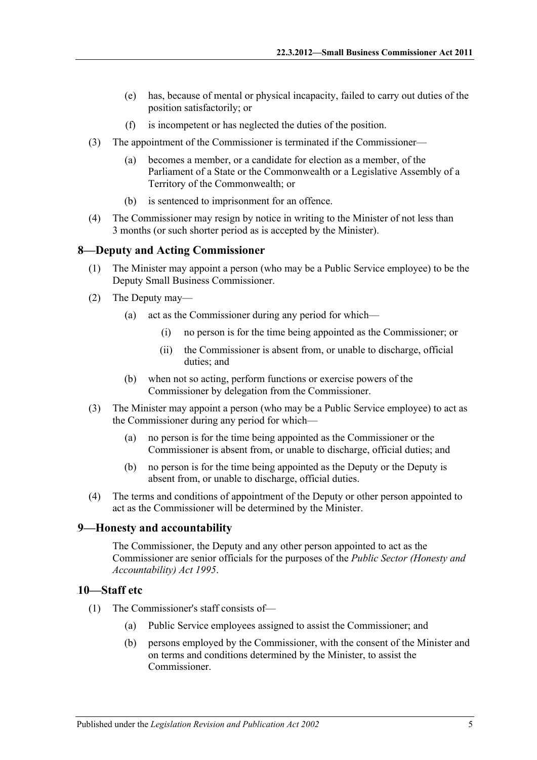(e) has, because of mental or physical incapacity, failed to carry out duties of the position satisfactorily; or

(f) is incompetent or has neglected the duties of the position.

(3) The appointment of the Commissioner is terminated if the Commissioner—

(a) becomes a member, or a candidate for election as a member, of the Parliament of a State or the Commonwealth or a Legislative Assembly of a Territory of the Commonwealth; or

(b) is sentenced to imprisonment for an offence.

(4) The Commissioner may resign by notice in writing to the Minister of not less than 3 months (or such shorter period as is accepted by the Minister).

## 8—Deputy and Acting Commissioner

(1) The Minister may appoint a person (who may be a Public Service employee) to be the Deputy Small Business Commissioner.

(2) The Deputy may—

(a) act as the Commissioner during any period for which—

(i) no person is for the time being appointed as the Commissioner; or

(ii) the Commissioner is absent from, or unable to discharge, official duties; and

(b) when not so acting, perform functions or exercise powers of the Commissioner by delegation from the Commissioner.

(3) The Minister may appoint a person (who may be a Public Service employee) to act as the Commissioner during any period for which—

(a) no person is for the time being appointed as the Commissioner or the Commissioner is absent from, or unable to discharge, official duties; and

(b) no person is for the time being appointed as the Deputy or the Deputy is absent from, or unable to discharge, official duties.

(4) The terms and conditions of appointment of the Deputy or other person appointed to act as the Commissioner will be determined by the Minister.

## 9—Honesty and accountability

The Commissioner, the Deputy and any other person appointed to act as the Commissioner are senior officials for the purposes of the *Public Sector (Honesty and Accountability) Act 1995*.

## 10—Staff etc

(1) The Commissioner's staff consists of—

(a) Public Service employees assigned to assist the Commissioner; and

(b) persons employed by the Commissioner, with the consent of the Minister and on terms and conditions determined by the Minister, to assist the Commissioner.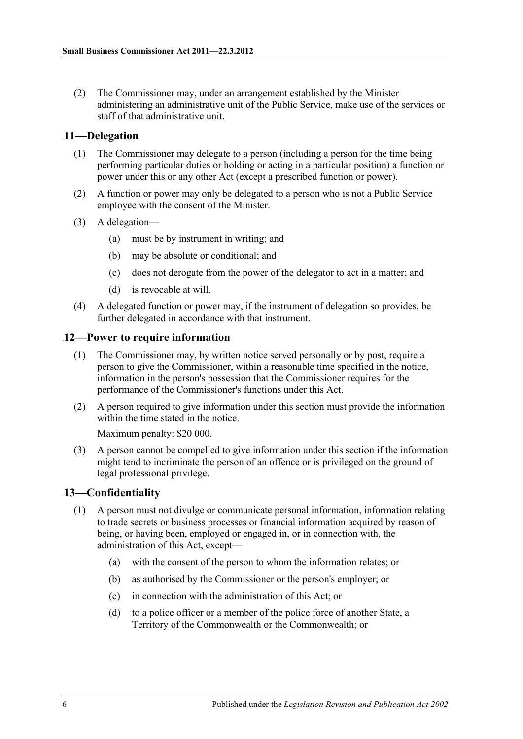(2) The Commissioner may, under an arrangement established by the Minister administering an administrative unit of the Public Service, make use of the services or staff of that administrative unit.

## 11—Delegation

(1) The Commissioner may delegate to a person (including a person for the time being performing particular duties or holding or acting in a particular position) a function or power under this or any other Act (except a prescribed function or power).

(2) A function or power may only be delegated to a person who is not a Public Service employee with the consent of the Minister.

(3) A delegation—

(a) must be by instrument in writing; and

(b) may be absolute or conditional; and

(c) does not derogate from the power of the delegator to act in a matter; and

(d) is revocable at will.

(4) A delegated function or power may, if the instrument of delegation so provides, be further delegated in accordance with that instrument.

## 12—Power to require information

(1) The Commissioner may, by written notice served personally or by post, require a person to give the Commissioner, within a reasonable time specified in the notice, information in the person's possession that the Commissioner requires for the performance of the Commissioner's functions under this Act.

(2) A person required to give information under this section must provide the information within the time stated in the notice.

Maximum penalty: $20 000.

(3) A person cannot be compelled to give information under this section if the information might tend to incriminate the person of an offence or is privileged on the ground of legal professional privilege.

## 13—Confidentiality

(1) A person must not divulge or communicate personal information, information relating to trade secrets or business processes or financial information acquired by reason of being, or having been, employed or engaged in, or in connection with, the administration of this Act, except—

(a) with the consent of the person to whom the information relates; or

(b) as authorised by the Commissioner or the person's employer; or

(c) in connection with the administration of this Act; or

(d) to a police officer or a member of the police force of another State, a Territory of the Commonwealth or the Commonwealth; or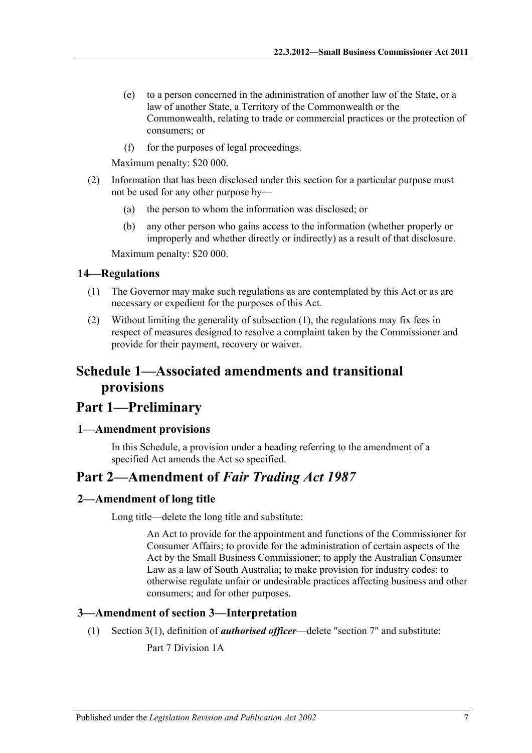(e) to a person concerned in the administration of another law of the State, or a law of another State, a Territory of the Commonwealth or the Commonwealth, relating to trade or commercial practices or the protection of consumers; or

(f) for the purposes of legal proceedings.

Maximum penalty: $20 000.

(2) Information that has been disclosed under this section for a particular purpose must not be used for any other purpose by—

(a) the person to whom the information was disclosed; or

(b) any other person who gains access to the information (whether properly or improperly and whether directly or indirectly) as a result of that disclosure.

Maximum penalty: $20 000.

### 14—Regulations

(1) The Governor may make such regulations as are contemplated by this Act or as are necessary or expedient for the purposes of this Act.

(2) Without limiting the generality of subsection (1), the regulations may fix fees in respect of measures designed to resolve a complaint taken by the Commissioner and provide for their payment, recovery or waiver.

# Schedule 1—Associated amendments and transitional provisions

## Part 1—Preliminary

### 1—Amendment provisions

In this Schedule, a provision under a heading referring to the amendment of a specified Act amends the Act so specified.

## Part 2—Amendment of *Fair Trading Act 1987*

### 2—Amendment of long title

Long title—delete the long title and substitute:

> An Act to provide for the appointment and functions of the Commissioner for Consumer Affairs; to provide for the administration of certain aspects of the Act by the Small Business Commissioner; to apply the Australian Consumer Law as a law of South Australia; to make provision for industry codes; to otherwise regulate unfair or undesirable practices affecting business and other consumers; and for other purposes.

### 3—Amendment of section 3—Interpretation

(1) Section 3(1), definition of ***authorised officer***—delete "section 7" and substitute:

> Part 7 Division 1A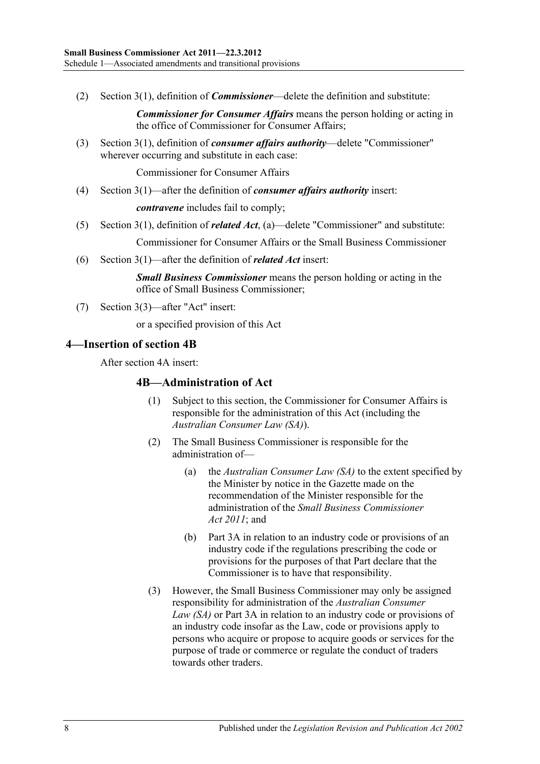(2) Section 3(1), definition of ***Commissioner***—delete the definition and substitute:

> ***Commissioner for Consumer Affairs*** means the person holding or acting in the office of Commissioner for Consumer Affairs;

(3) Section 3(1), definition of ***consumer affairs authority***—delete "Commissioner" wherever occurring and substitute in each case:

> Commissioner for Consumer Affairs

(4) Section 3(1)—after the definition of ***consumer affairs authority*** insert:

> ***contravene*** includes fail to comply;

(5) Section 3(1), definition of ***related Act***, (a)—delete "Commissioner" and substitute:

> Commissioner for Consumer Affairs or the Small Business Commissioner

(6) Section 3(1)—after the definition of ***related Act*** insert:

> ***Small Business Commissioner*** means the person holding or acting in the office of Small Business Commissioner;

(7) Section 3(3)—after "Act" insert:

> or a specified provision of this Act

## 4—Insertion of section 4B

After section 4A insert:

### 4B—Administration of Act

(1) Subject to this section, the Commissioner for Consumer Affairs is responsible for the administration of this Act (including the *Australian Consumer Law (SA)*).

(2) The Small Business Commissioner is responsible for the administration of—

(a) the *Australian Consumer Law (SA)* to the extent specified by the Minister by notice in the Gazette made on the recommendation of the Minister responsible for the administration of the *Small Business Commissioner Act 2011*; and

(b) Part 3A in relation to an industry code or provisions of an industry code if the regulations prescribing the code or provisions for the purposes of that Part declare that the Commissioner is to have that responsibility.

(3) However, the Small Business Commissioner may only be assigned responsibility for administration of the *Australian Consumer Law (SA)* or Part 3A in relation to an industry code or provisions of an industry code insofar as the Law, code or provisions apply to persons who acquire or propose to acquire goods or services for the purpose of trade or commerce or regulate the conduct of traders towards other traders.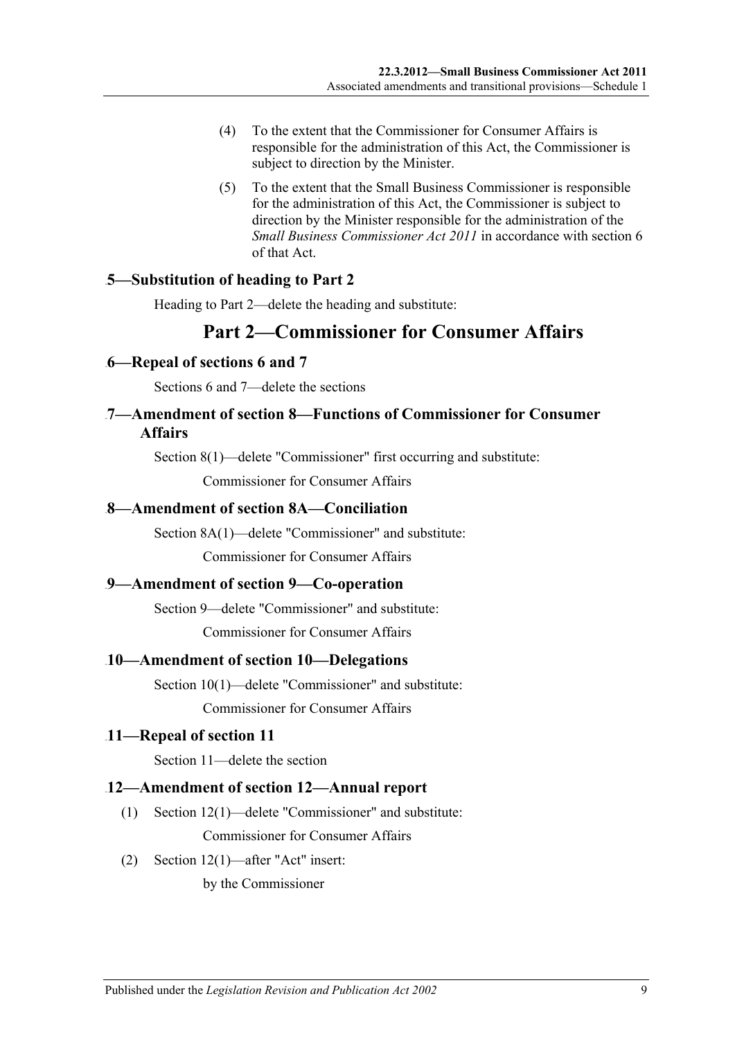(4) To the extent that the Commissioner for Consumer Affairs is responsible for the administration of this Act, the Commissioner is subject to direction by the Minister.

(5) To the extent that the Small Business Commissioner is responsible for the administration of this Act, the Commissioner is subject to direction by the Minister responsible for the administration of the *Small Business Commissioner Act 2011* in accordance with section 6 of that Act.

### 5—Substitution of heading to Part 2

Heading to Part 2—delete the heading and substitute:

## Part 2—Commissioner for Consumer Affairs

### 6—Repeal of sections 6 and 7

Sections 6 and 7—delete the sections

### 7—Amendment of section 8—Functions of Commissioner for Consumer Affairs

Section 8(1)—delete "Commissioner" first occurring and substitute:

Commissioner for Consumer Affairs

### 8—Amendment of section 8A—Conciliation

Section 8A(1)—delete "Commissioner" and substitute:

Commissioner for Consumer Affairs

### 9—Amendment of section 9—Co-operation

Section 9—delete "Commissioner" and substitute:

Commissioner for Consumer Affairs

### 10—Amendment of section 10—Delegations

Section 10(1)—delete "Commissioner" and substitute:

Commissioner for Consumer Affairs

### 11—Repeal of section 11

Section 11—delete the section

### 12—Amendment of section 12—Annual report

(1) Section 12(1)—delete "Commissioner" and substitute:

Commissioner for Consumer Affairs

(2) Section 12(1)—after "Act" insert:

by the Commissioner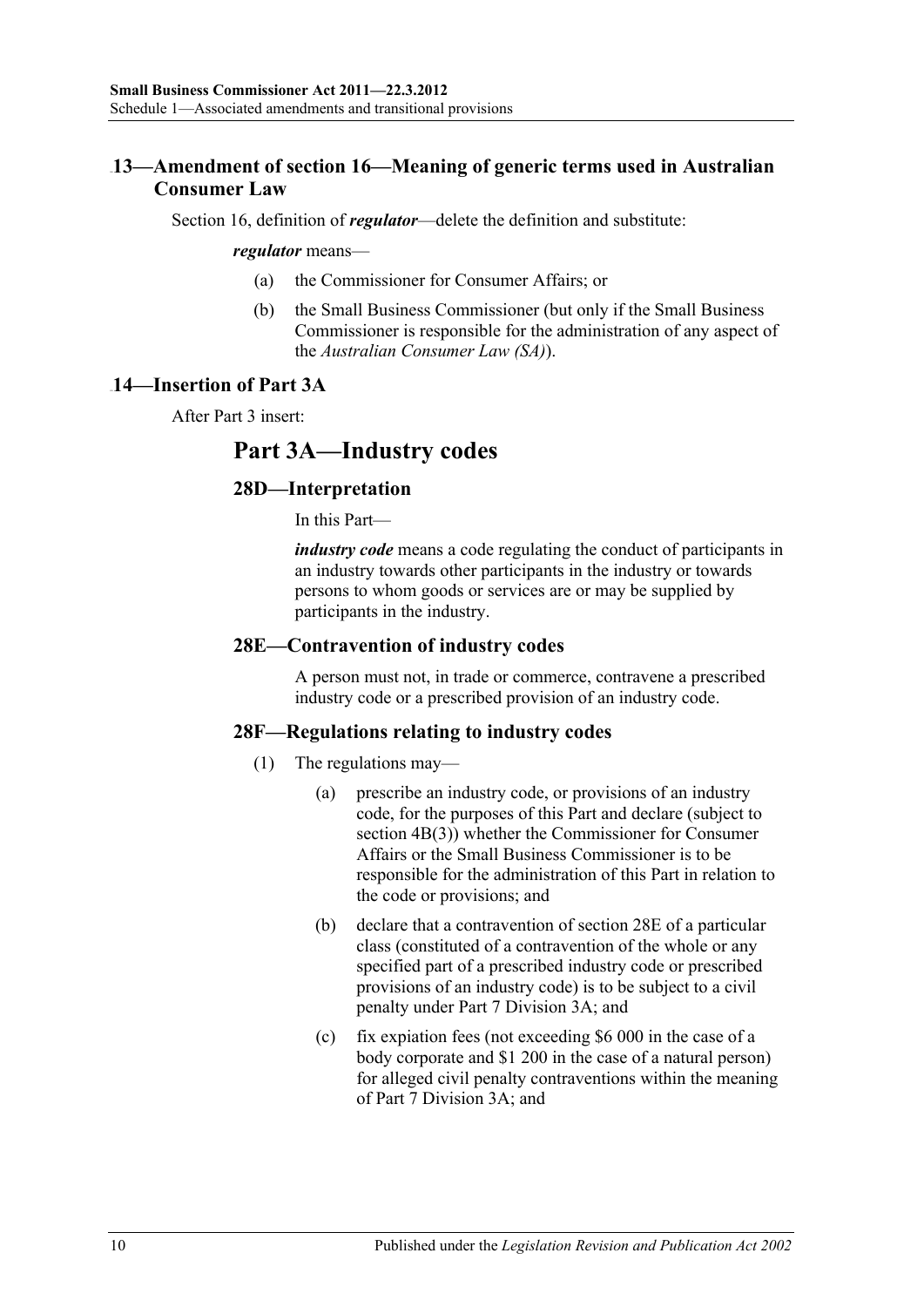## 13—Amendment of section 16—Meaning of generic terms used in Australian Consumer Law

Section 16, definition of ***regulator***—delete the definition and substitute:

***regulator*** means—

(a) the Commissioner for Consumer Affairs; or

(b) the Small Business Commissioner (but only if the Small Business Commissioner is responsible for the administration of any aspect of the *Australian Consumer Law (SA)*).

## 14—Insertion of Part 3A

After Part 3 insert:

# Part 3A—Industry codes

## 28D—Interpretation

In this Part—

***industry code*** means a code regulating the conduct of participants in an industry towards other participants in the industry or towards persons to whom goods or services are or may be supplied by participants in the industry.

## 28E—Contravention of industry codes

A person must not, in trade or commerce, contravene a prescribed industry code or a prescribed provision of an industry code.

## 28F—Regulations relating to industry codes

(1) The regulations may—

(a) prescribe an industry code, or provisions of an industry code, for the purposes of this Part and declare (subject to section 4B(3)) whether the Commissioner for Consumer Affairs or the Small Business Commissioner is to be responsible for the administration of this Part in relation to the code or provisions; and

(b) declare that a contravention of section 28E of a particular class (constituted of a contravention of the whole or any specified part of a prescribed industry code or prescribed provisions of an industry code) is to be subject to a civil penalty under Part 7 Division 3A; and

(c) fix expiation fees (not exceeding $6 000 in the case of a body corporate and $1 200 in the case of a natural person) for alleged civil penalty contraventions within the meaning of Part 7 Division 3A; and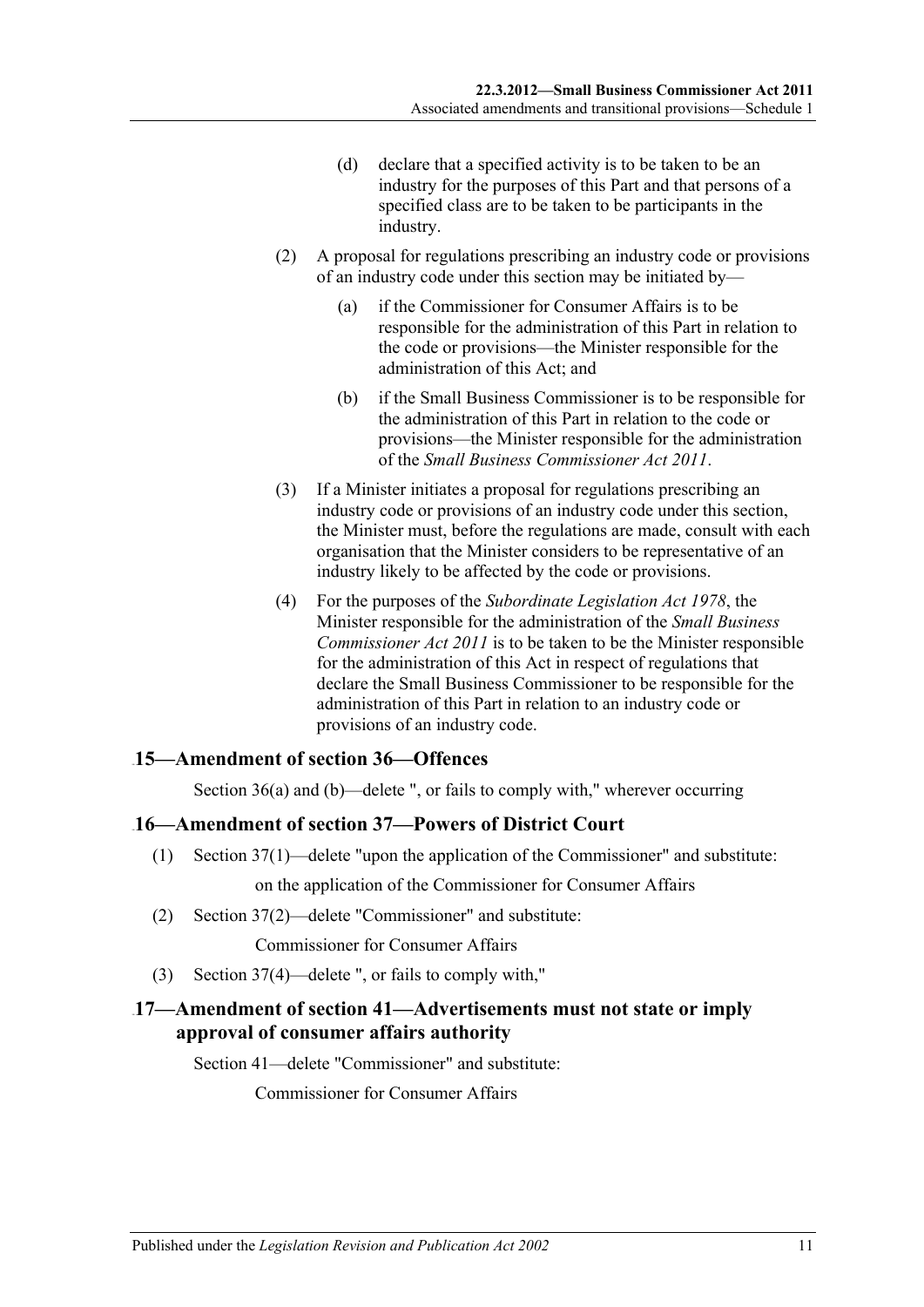(d) declare that a specified activity is to be taken to be an industry for the purposes of this Part and that persons of a specified class are to be taken to be participants in the industry.

(2) A proposal for regulations prescribing an industry code or provisions of an industry code under this section may be initiated by—

(a) if the Commissioner for Consumer Affairs is to be responsible for the administration of this Part in relation to the code or provisions—the Minister responsible for the administration of this Act; and

(b) if the Small Business Commissioner is to be responsible for the administration of this Part in relation to the code or provisions—the Minister responsible for the administration of the *Small Business Commissioner Act 2011*.

(3) If a Minister initiates a proposal for regulations prescribing an industry code or provisions of an industry code under this section, the Minister must, before the regulations are made, consult with each organisation that the Minister considers to be representative of an industry likely to be affected by the code or provisions.

(4) For the purposes of the *Subordinate Legislation Act 1978*, the Minister responsible for the administration of the *Small Business Commissioner Act 2011* is to be taken to be the Minister responsible for the administration of this Act in respect of regulations that declare the Small Business Commissioner to be responsible for the administration of this Part in relation to an industry code or provisions of an industry code.

## 15—Amendment of section 36—Offences

Section 36(a) and (b)—delete ", or fails to comply with," wherever occurring

## 16—Amendment of section 37—Powers of District Court

(1) Section 37(1)—delete "upon the application of the Commissioner" and substitute:

on the application of the Commissioner for Consumer Affairs

(2) Section 37(2)—delete "Commissioner" and substitute:

Commissioner for Consumer Affairs

(3) Section 37(4)—delete ", or fails to comply with,"

## 17—Amendment of section 41—Advertisements must not state or imply approval of consumer affairs authority

Section 41—delete "Commissioner" and substitute:

Commissioner for Consumer Affairs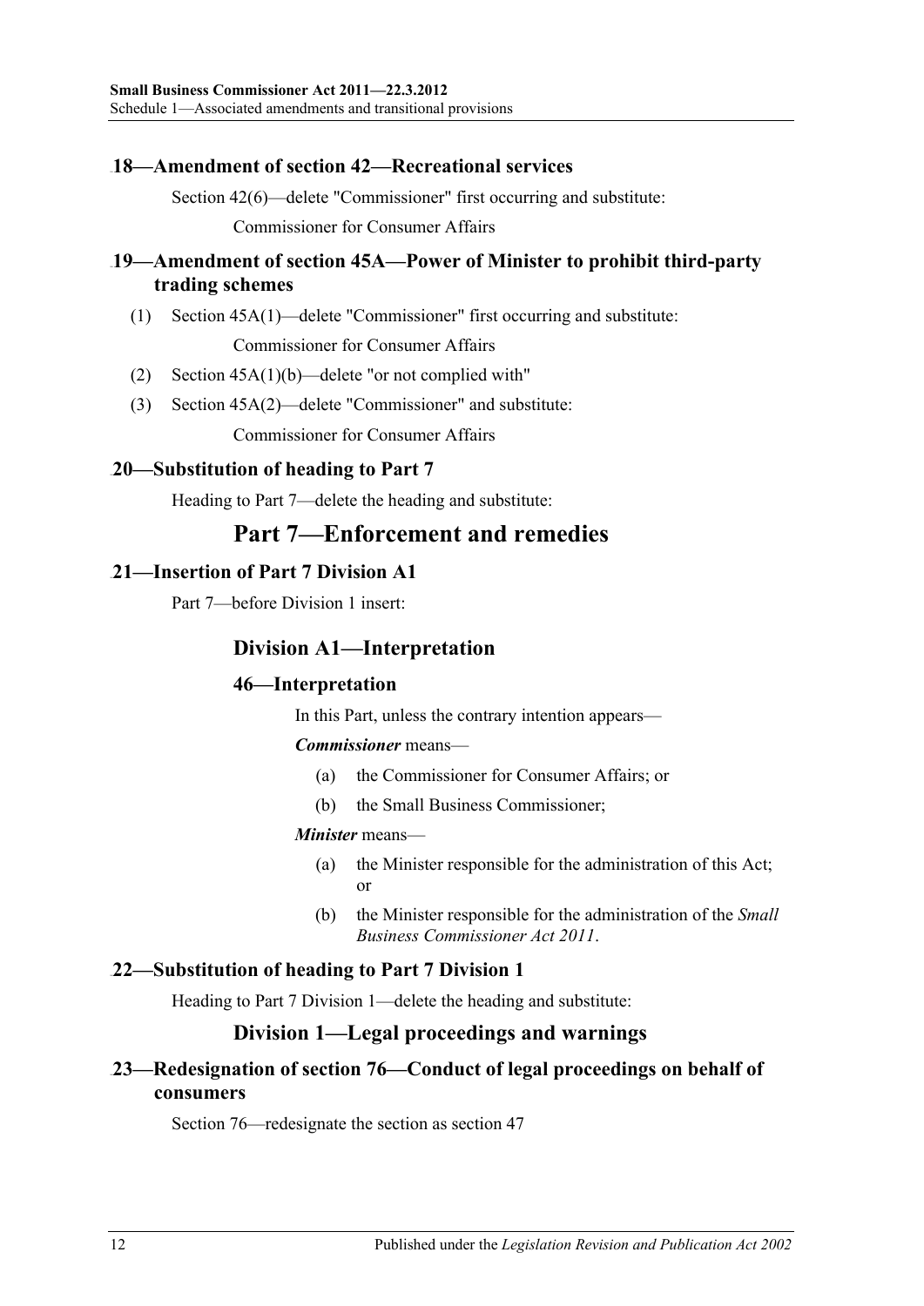### 18—Amendment of section 42—Recreational services

Section 42(6)—delete "Commissioner" first occurring and substitute:

Commissioner for Consumer Affairs

### 19—Amendment of section 45A—Power of Minister to prohibit third-party trading schemes

(1) Section 45A(1)—delete "Commissioner" first occurring and substitute:

Commissioner for Consumer Affairs

(2) Section 45A(1)(b)—delete "or not complied with"

(3) Section 45A(2)—delete "Commissioner" and substitute:

Commissioner for Consumer Affairs

### 20—Substitution of heading to Part 7

Heading to Part 7—delete the heading and substitute:

## Part 7—Enforcement and remedies

### 21—Insertion of Part 7 Division A1

Part 7—before Division 1 insert:

## Division A1—Interpretation

### 46—Interpretation

In this Part, unless the contrary intention appears—

***Commissioner*** means—

(a) the Commissioner for Consumer Affairs; or

(b) the Small Business Commissioner;

***Minister*** means—

(a) the Minister responsible for the administration of this Act; or

(b) the Minister responsible for the administration of the *Small Business Commissioner Act 2011*.

### 22—Substitution of heading to Part 7 Division 1

Heading to Part 7 Division 1—delete the heading and substitute:

## Division 1—Legal proceedings and warnings

### 23—Redesignation of section 76—Conduct of legal proceedings on behalf of consumers

Section 76—redesignate the section as section 47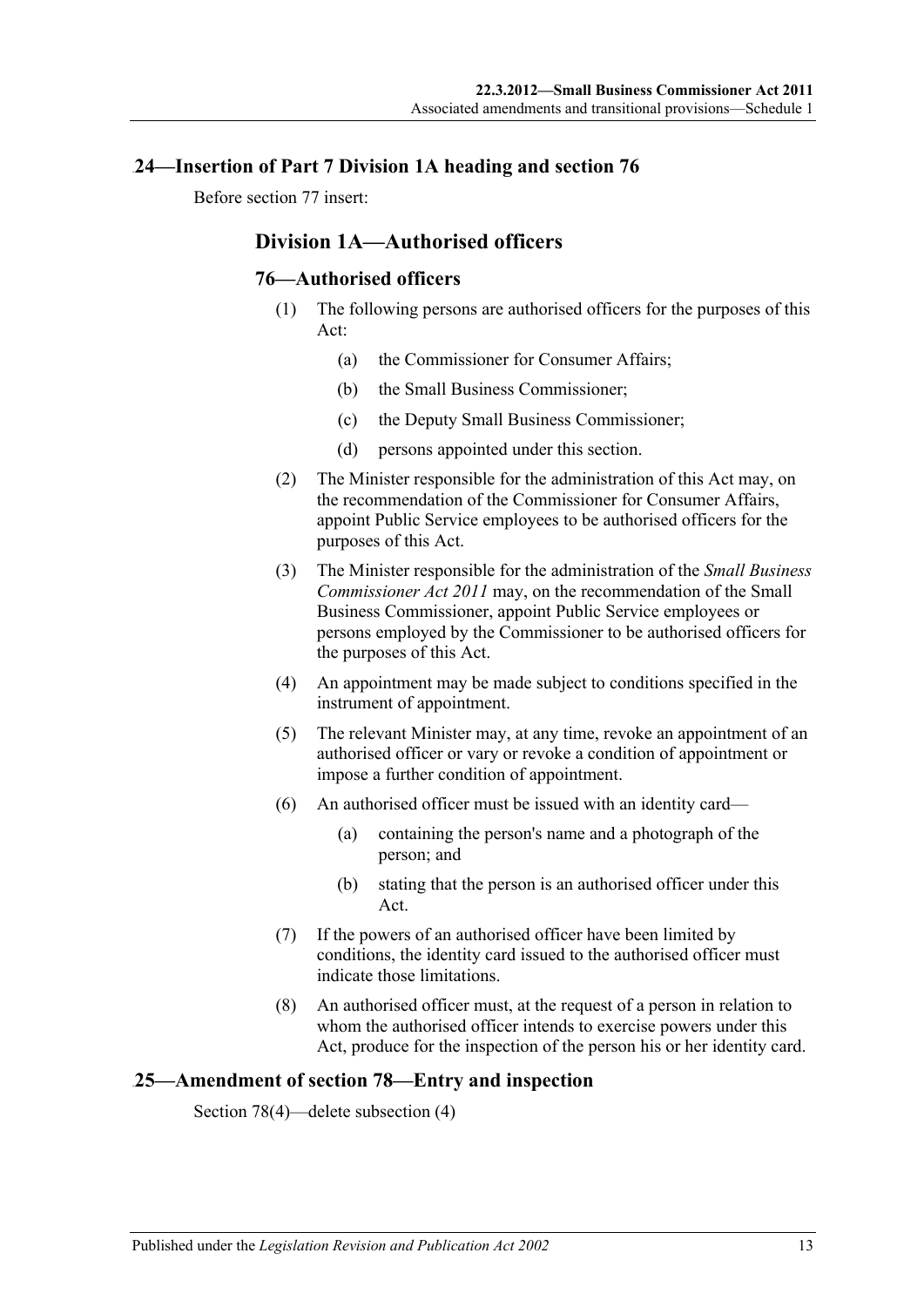## 24—Insertion of Part 7 Division 1A heading and section 76

Before section 77 insert:

### Division 1A—Authorised officers

#### 76—Authorised officers

(1) The following persons are authorised officers for the purposes of this Act:

  (a) the Commissioner for Consumer Affairs;

  (b) the Small Business Commissioner;

  (c) the Deputy Small Business Commissioner;

  (d) persons appointed under this section.

(2) The Minister responsible for the administration of this Act may, on the recommendation of the Commissioner for Consumer Affairs, appoint Public Service employees to be authorised officers for the purposes of this Act.

(3) The Minister responsible for the administration of the *Small Business Commissioner Act 2011* may, on the recommendation of the Small Business Commissioner, appoint Public Service employees or persons employed by the Commissioner to be authorised officers for the purposes of this Act.

(4) An appointment may be made subject to conditions specified in the instrument of appointment.

(5) The relevant Minister may, at any time, revoke an appointment of an authorised officer or vary or revoke a condition of appointment or impose a further condition of appointment.

(6) An authorised officer must be issued with an identity card—

  (a) containing the person's name and a photograph of the person; and

  (b) stating that the person is an authorised officer under this Act.

(7) If the powers of an authorised officer have been limited by conditions, the identity card issued to the authorised officer must indicate those limitations.

(8) An authorised officer must, at the request of a person in relation to whom the authorised officer intends to exercise powers under this Act, produce for the inspection of the person his or her identity card.

## 25—Amendment of section 78—Entry and inspection

Section 78(4)—delete subsection (4)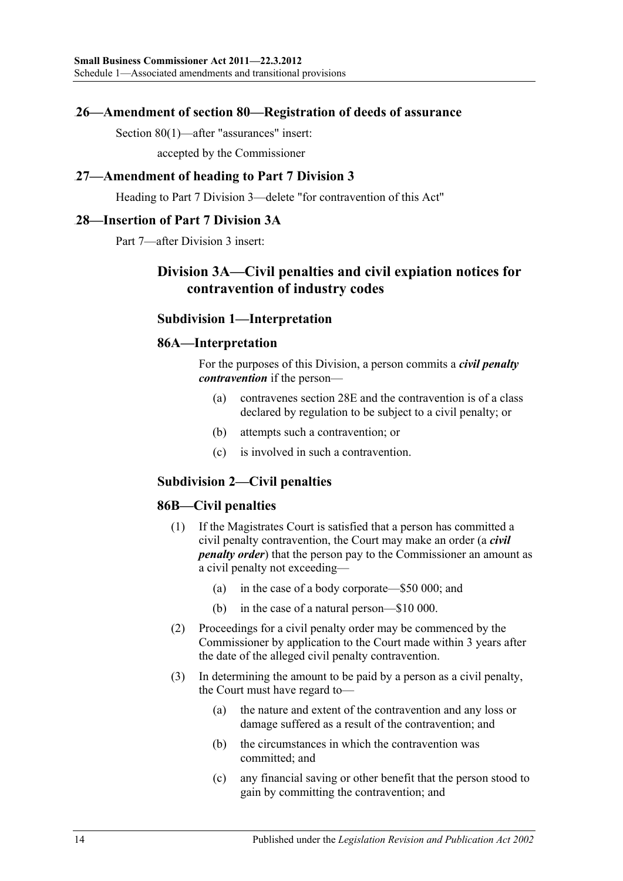### 26—Amendment of section 80—Registration of deeds of assurance

Section 80(1)—after "assurances" insert:

accepted by the Commissioner

### 27—Amendment of heading to Part 7 Division 3

Heading to Part 7 Division 3—delete "for contravention of this Act"

### 28—Insertion of Part 7 Division 3A

Part 7—after Division 3 insert:

## Division 3A—Civil penalties and civil expiation notices for contravention of industry codes

### Subdivision 1—Interpretation

### 86A—Interpretation

For the purposes of this Division, a person commits a ***civil penalty contravention*** if the person—

(a) contravenes section 28E and the contravention is of a class declared by regulation to be subject to a civil penalty; or

(b) attempts such a contravention; or

(c) is involved in such a contravention.

### Subdivision 2—Civil penalties

### 86B—Civil penalties

(1) If the Magistrates Court is satisfied that a person has committed a civil penalty contravention, the Court may make an order (a ***civil penalty order***) that the person pay to the Commissioner an amount as a civil penalty not exceeding—

(a) in the case of a body corporate—$50 000; and

(b) in the case of a natural person—$10 000.

(2) Proceedings for a civil penalty order may be commenced by the Commissioner by application to the Court made within 3 years after the date of the alleged civil penalty contravention.

(3) In determining the amount to be paid by a person as a civil penalty, the Court must have regard to—

(a) the nature and extent of the contravention and any loss or damage suffered as a result of the contravention; and

(b) the circumstances in which the contravention was committed; and

(c) any financial saving or other benefit that the person stood to gain by committing the contravention; and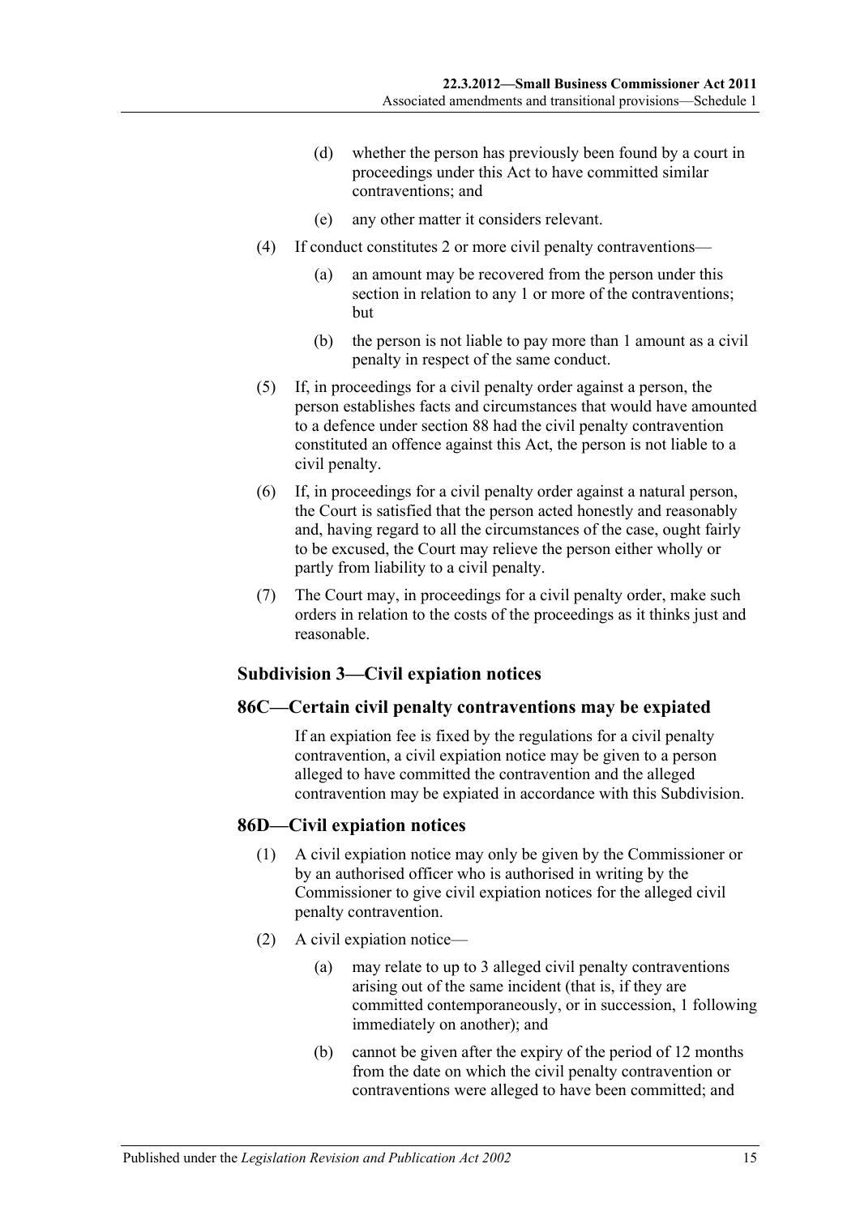(d) whether the person has previously been found by a court in proceedings under this Act to have committed similar contraventions; and

(e) any other matter it considers relevant.

(4) If conduct constitutes 2 or more civil penalty contraventions—

(a) an amount may be recovered from the person under this section in relation to any 1 or more of the contraventions; but

(b) the person is not liable to pay more than 1 amount as a civil penalty in respect of the same conduct.

(5) If, in proceedings for a civil penalty order against a person, the person establishes facts and circumstances that would have amounted to a defence under section 88 had the civil penalty contravention constituted an offence against this Act, the person is not liable to a civil penalty.

(6) If, in proceedings for a civil penalty order against a natural person, the Court is satisfied that the person acted honestly and reasonably and, having regard to all the circumstances of the case, ought fairly to be excused, the Court may relieve the person either wholly or partly from liability to a civil penalty.

(7) The Court may, in proceedings for a civil penalty order, make such orders in relation to the costs of the proceedings as it thinks just and reasonable.

### Subdivision 3—Civil expiation notices

### 86C—Certain civil penalty contraventions may be expiated

If an expiation fee is fixed by the regulations for a civil penalty contravention, a civil expiation notice may be given to a person alleged to have committed the contravention and the alleged contravention may be expiated in accordance with this Subdivision.

### 86D—Civil expiation notices

(1) A civil expiation notice may only be given by the Commissioner or by an authorised officer who is authorised in writing by the Commissioner to give civil expiation notices for the alleged civil penalty contravention.

(2) A civil expiation notice—

(a) may relate to up to 3 alleged civil penalty contraventions arising out of the same incident (that is, if they are committed contemporaneously, or in succession, 1 following immediately on another); and

(b) cannot be given after the expiry of the period of 12 months from the date on which the civil penalty contravention or contraventions were alleged to have been committed; and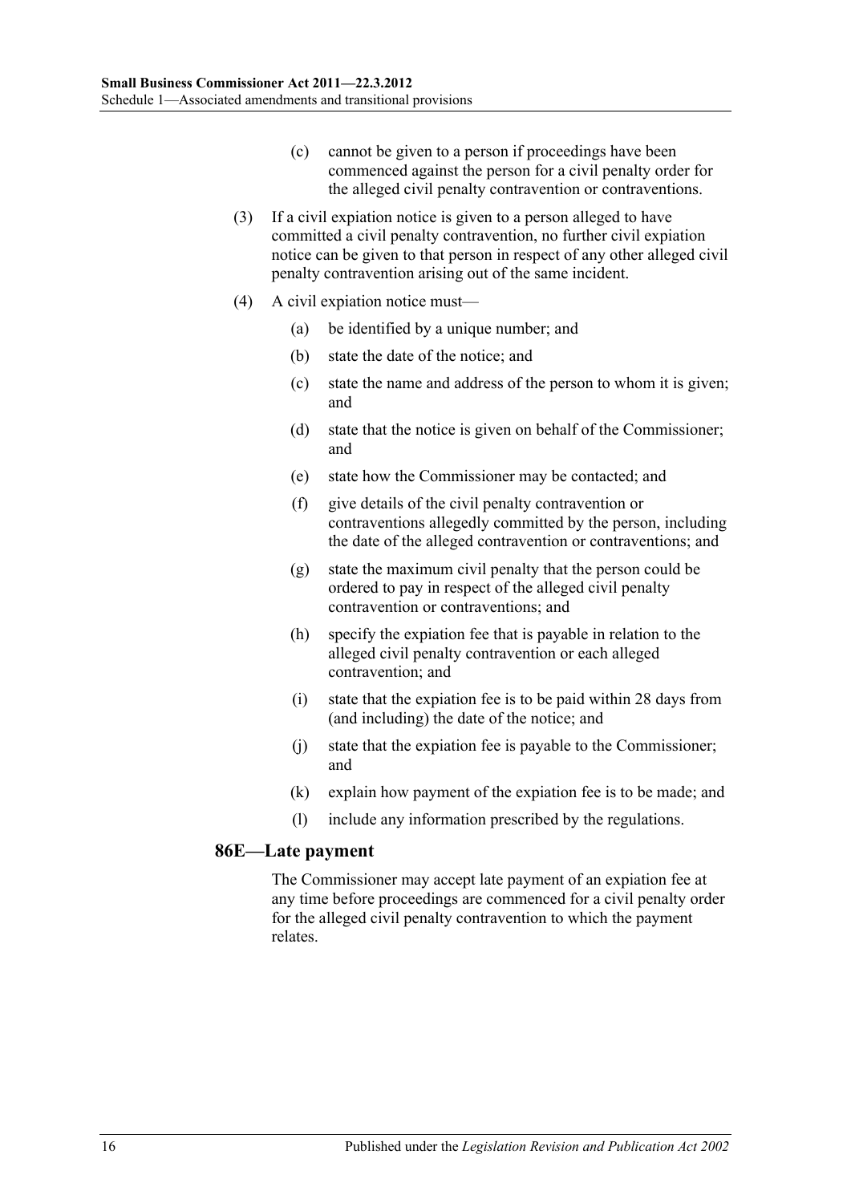(c) cannot be given to a person if proceedings have been commenced against the person for a civil penalty order for the alleged civil penalty contravention or contraventions.

(3) If a civil expiation notice is given to a person alleged to have committed a civil penalty contravention, no further civil expiation notice can be given to that person in respect of any other alleged civil penalty contravention arising out of the same incident.

(4) A civil expiation notice must—

(a) be identified by a unique number; and

(b) state the date of the notice; and

(c) state the name and address of the person to whom it is given; and

(d) state that the notice is given on behalf of the Commissioner; and

(e) state how the Commissioner may be contacted; and

(f) give details of the civil penalty contravention or contraventions allegedly committed by the person, including the date of the alleged contravention or contraventions; and

(g) state the maximum civil penalty that the person could be ordered to pay in respect of the alleged civil penalty contravention or contraventions; and

(h) specify the expiation fee that is payable in relation to the alleged civil penalty contravention or each alleged contravention; and

(i) state that the expiation fee is to be paid within 28 days from (and including) the date of the notice; and

(j) state that the expiation fee is payable to the Commissioner; and

(k) explain how payment of the expiation fee is to be made; and

(l) include any information prescribed by the regulations.

### 86E—Late payment

The Commissioner may accept late payment of an expiation fee at any time before proceedings are commenced for a civil penalty order for the alleged civil penalty contravention to which the payment relates.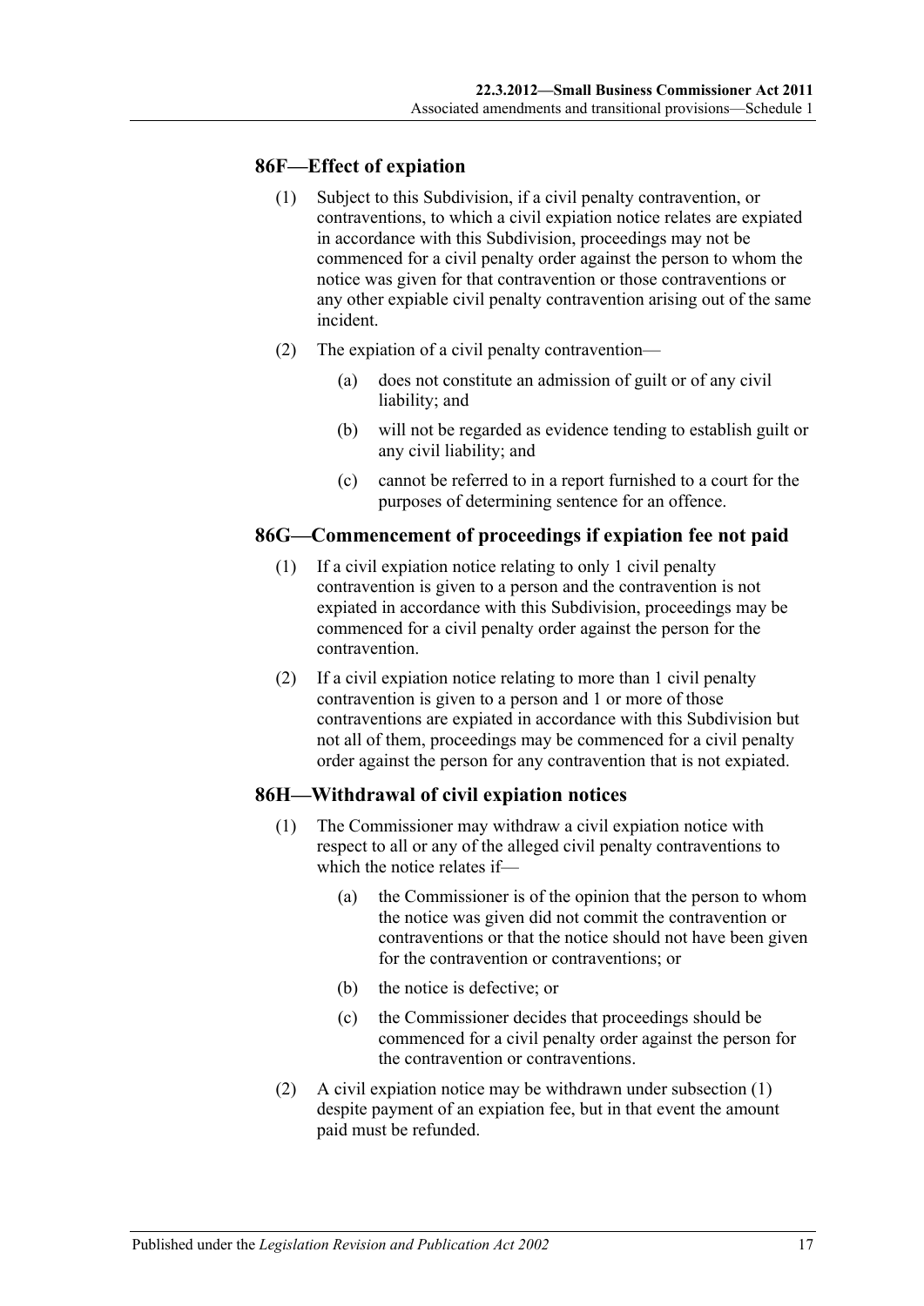### 86F—Effect of expiation

(1) Subject to this Subdivision, if a civil penalty contravention, or contraventions, to which a civil expiation notice relates are expiated in accordance with this Subdivision, proceedings may not be commenced for a civil penalty order against the person to whom the notice was given for that contravention or those contraventions or any other expiable civil penalty contravention arising out of the same incident.

(2) The expiation of a civil penalty contravention—

(a) does not constitute an admission of guilt or of any civil liability; and

(b) will not be regarded as evidence tending to establish guilt or any civil liability; and

(c) cannot be referred to in a report furnished to a court for the purposes of determining sentence for an offence.

### 86G—Commencement of proceedings if expiation fee not paid

(1) If a civil expiation notice relating to only 1 civil penalty contravention is given to a person and the contravention is not expiated in accordance with this Subdivision, proceedings may be commenced for a civil penalty order against the person for the contravention.

(2) If a civil expiation notice relating to more than 1 civil penalty contravention is given to a person and 1 or more of those contraventions are expiated in accordance with this Subdivision but not all of them, proceedings may be commenced for a civil penalty order against the person for any contravention that is not expiated.

### 86H—Withdrawal of civil expiation notices

(1) The Commissioner may withdraw a civil expiation notice with respect to all or any of the alleged civil penalty contraventions to which the notice relates if—

(a) the Commissioner is of the opinion that the person to whom the notice was given did not commit the contravention or contraventions or that the notice should not have been given for the contravention or contraventions; or

(b) the notice is defective; or

(c) the Commissioner decides that proceedings should be commenced for a civil penalty order against the person for the contravention or contraventions.

(2) A civil expiation notice may be withdrawn under subsection (1) despite payment of an expiation fee, but in that event the amount paid must be refunded.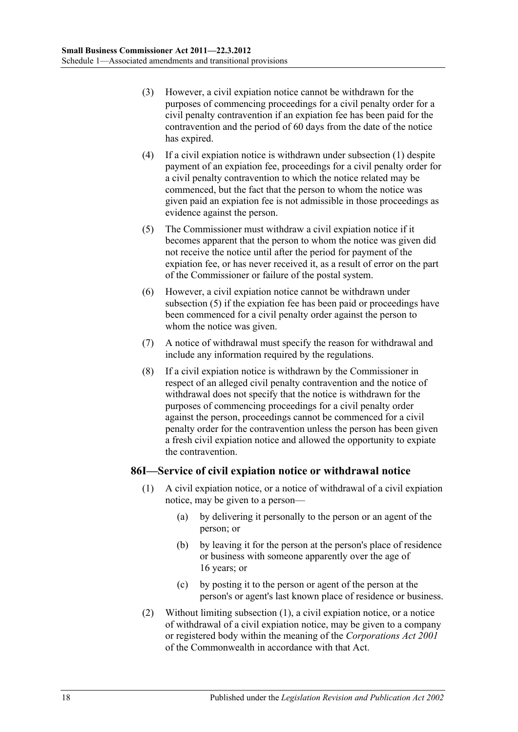(3) However, a civil expiation notice cannot be withdrawn for the purposes of commencing proceedings for a civil penalty order for a civil penalty contravention if an expiation fee has been paid for the contravention and the period of 60 days from the date of the notice has expired.

(4) If a civil expiation notice is withdrawn under subsection (1) despite payment of an expiation fee, proceedings for a civil penalty order for a civil penalty contravention to which the notice related may be commenced, but the fact that the person to whom the notice was given paid an expiation fee is not admissible in those proceedings as evidence against the person.

(5) The Commissioner must withdraw a civil expiation notice if it becomes apparent that the person to whom the notice was given did not receive the notice until after the period for payment of the expiation fee, or has never received it, as a result of error on the part of the Commissioner or failure of the postal system.

(6) However, a civil expiation notice cannot be withdrawn under subsection (5) if the expiation fee has been paid or proceedings have been commenced for a civil penalty order against the person to whom the notice was given.

(7) A notice of withdrawal must specify the reason for withdrawal and include any information required by the regulations.

(8) If a civil expiation notice is withdrawn by the Commissioner in respect of an alleged civil penalty contravention and the notice of withdrawal does not specify that the notice is withdrawn for the purposes of commencing proceedings for a civil penalty order against the person, proceedings cannot be commenced for a civil penalty order for the contravention unless the person has been given a fresh civil expiation notice and allowed the opportunity to expiate the contravention.

### 86I—Service of civil expiation notice or withdrawal notice

(1) A civil expiation notice, or a notice of withdrawal of a civil expiation notice, may be given to a person—

(a) by delivering it personally to the person or an agent of the person; or

(b) by leaving it for the person at the person's place of residence or business with someone apparently over the age of 16 years; or

(c) by posting it to the person or agent of the person at the person's or agent's last known place of residence or business.

(2) Without limiting subsection (1), a civil expiation notice, or a notice of withdrawal of a civil expiation notice, may be given to a company or registered body within the meaning of the *Corporations Act 2001* of the Commonwealth in accordance with that Act.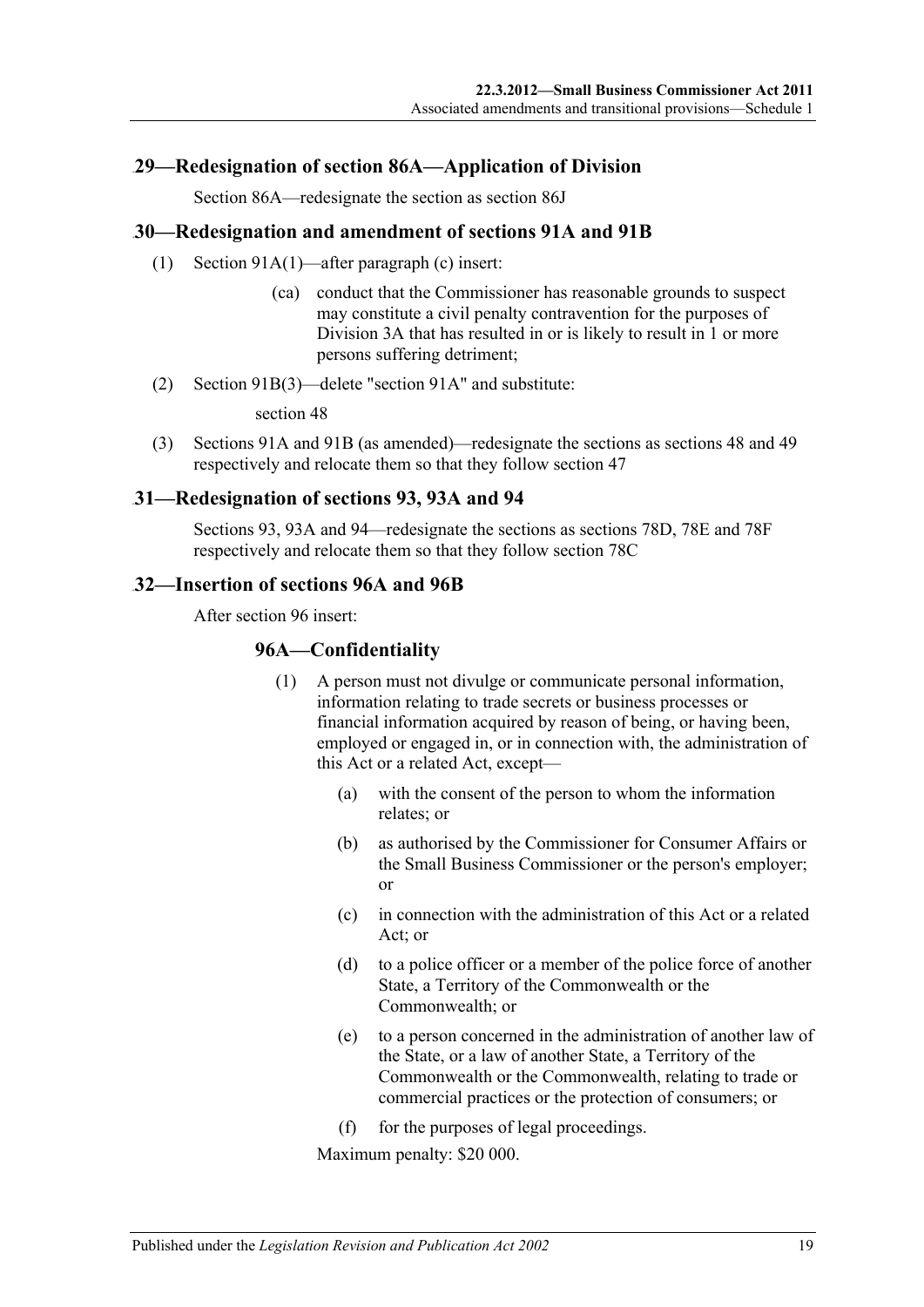## 29—Redesignation of section 86A—Application of Division

Section 86A—redesignate the section as section 86J

## 30—Redesignation and amendment of sections 91A and 91B

(1) Section 91A(1)—after paragraph (c) insert:

> (ca) conduct that the Commissioner has reasonable grounds to suspect may constitute a civil penalty contravention for the purposes of Division 3A that has resulted in or is likely to result in 1 or more persons suffering detriment;

(2) Section 91B(3)—delete "section 91A" and substitute:

> section 48

(3) Sections 91A and 91B (as amended)—redesignate the sections as sections 48 and 49 respectively and relocate them so that they follow section 47

## 31—Redesignation of sections 93, 93A and 94

Sections 93, 93A and 94—redesignate the sections as sections 78D, 78E and 78F respectively and relocate them so that they follow section 78C

## 32—Insertion of sections 96A and 96B

After section 96 insert:

### 96A—Confidentiality

(1) A person must not divulge or communicate personal information, information relating to trade secrets or business processes or financial information acquired by reason of being, or having been, employed or engaged in, or in connection with, the administration of this Act or a related Act, except—

> (a) with the consent of the person to whom the information relates; or
>
> (b) as authorised by the Commissioner for Consumer Affairs or the Small Business Commissioner or the person's employer; or
>
> (c) in connection with the administration of this Act or a related Act; or
>
> (d) to a police officer or a member of the police force of another State, a Territory of the Commonwealth or the Commonwealth; or
>
> (e) to a person concerned in the administration of another law of the State, or a law of another State, a Territory of the Commonwealth or the Commonwealth, relating to trade or commercial practices or the protection of consumers; or
>
> (f) for the purposes of legal proceedings.

Maximum penalty: $20 000.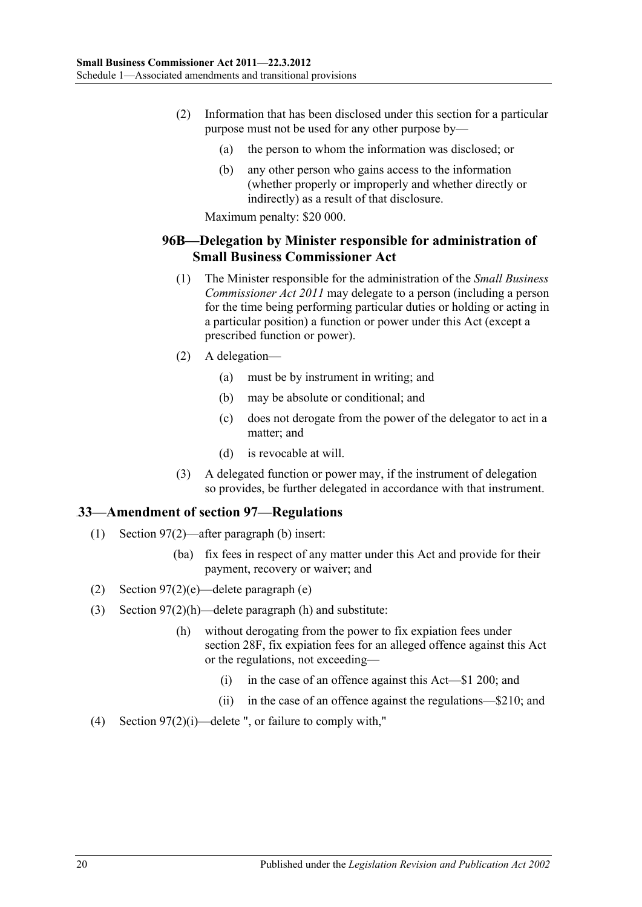(2) Information that has been disclosed under this section for a particular purpose must not be used for any other purpose by—

(a) the person to whom the information was disclosed; or

(b) any other person who gains access to the information (whether properly or improperly and whether directly or indirectly) as a result of that disclosure.

Maximum penalty: $20 000.

### 96B—Delegation by Minister responsible for administration of Small Business Commissioner Act

(1) The Minister responsible for the administration of the *Small Business Commissioner Act 2011* may delegate to a person (including a person for the time being performing particular duties or holding or acting in a particular position) a function or power under this Act (except a prescribed function or power).

(2) A delegation—

(a) must be by instrument in writing; and

(b) may be absolute or conditional; and

(c) does not derogate from the power of the delegator to act in a matter; and

(d) is revocable at will.

(3) A delegated function or power may, if the instrument of delegation so provides, be further delegated in accordance with that instrument.

## 33—Amendment of section 97—Regulations

(1) Section 97(2)—after paragraph (b) insert:

(ba) fix fees in respect of any matter under this Act and provide for their payment, recovery or waiver; and

(2) Section 97(2)(e)—delete paragraph (e)

(3) Section 97(2)(h)—delete paragraph (h) and substitute:

(h) without derogating from the power to fix expiation fees under section 28F, fix expiation fees for an alleged offence against this Act or the regulations, not exceeding—

(i) in the case of an offence against this Act—$1 200; and

(ii) in the case of an offence against the regulations—$210; and

(4) Section 97(2)(i)—delete ", or failure to comply with,"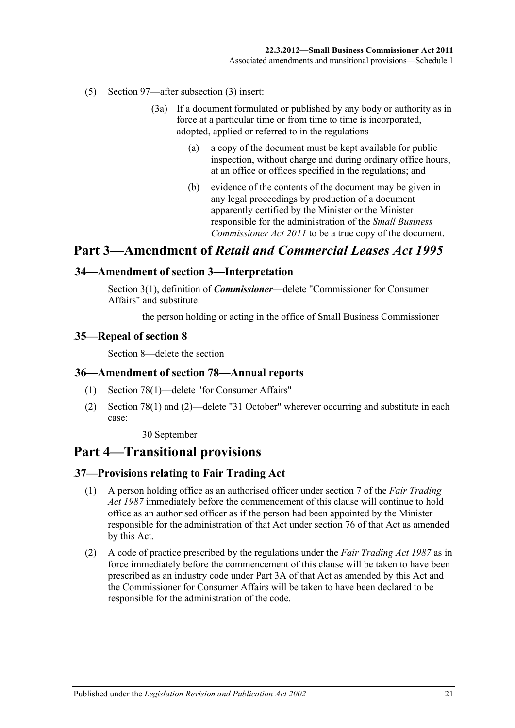(5) Section 97—after subsection (3) insert:

> (3a) If a document formulated or published by any body or authority as in force at a particular time or from time to time is incorporated, adopted, applied or referred to in the regulations—
>
> > (a) a copy of the document must be kept available for public inspection, without charge and during ordinary office hours, at an office or offices specified in the regulations; and
> >
> > (b) evidence of the contents of the document may be given in any legal proceedings by production of a document apparently certified by the Minister or the Minister responsible for the administration of the *Small Business Commissioner Act 2011* to be a true copy of the document.

# Part 3—Amendment of *Retail and Commercial Leases Act 1995*

## 34—Amendment of section 3—Interpretation

Section 3(1), definition of ***Commissioner***—delete "Commissioner for Consumer Affairs" and substitute:

> the person holding or acting in the office of Small Business Commissioner

## 35—Repeal of section 8

Section 8—delete the section

## 36—Amendment of section 78—Annual reports

(1) Section 78(1)—delete "for Consumer Affairs"

(2) Section 78(1) and (2)—delete "31 October" wherever occurring and substitute in each case:

> 30 September

# Part 4—Transitional provisions

## 37—Provisions relating to Fair Trading Act

(1) A person holding office as an authorised officer under section 7 of the *Fair Trading Act 1987* immediately before the commencement of this clause will continue to hold office as an authorised officer as if the person had been appointed by the Minister responsible for the administration of that Act under section 76 of that Act as amended by this Act.

(2) A code of practice prescribed by the regulations under the *Fair Trading Act 1987* as in force immediately before the commencement of this clause will be taken to have been prescribed as an industry code under Part 3A of that Act as amended by this Act and the Commissioner for Consumer Affairs will be taken to have been declared to be responsible for the administration of the code.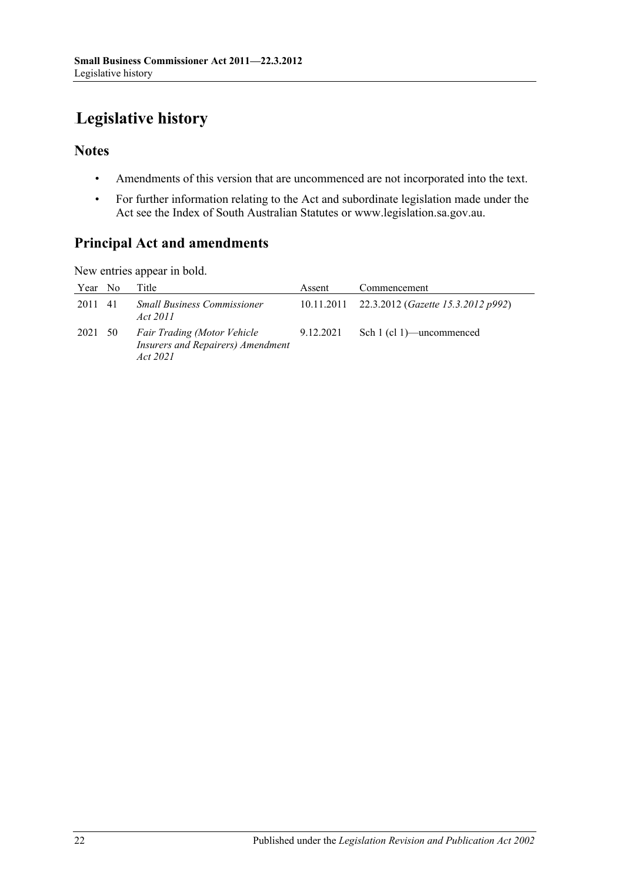# Legislative history

## Notes

- Amendments of this version that are uncommenced are not incorporated into the text.
- For further information relating to the Act and subordinate legislation made under the Act see the Index of South Australian Statutes or www.legislation.sa.gov.au.

## Principal Act and amendments

New entries appear in bold.

| Year | No | Title | Assent | Commencement |
|---|---|---|---|---|
| 2011 | 41 | *Small Business Commissioner Act 2011* | 10.11.2011 | 22.3.2012 (*Gazette 15.3.2012 p992*) |
| 2021 | 50 | *Fair Trading (Motor Vehicle Insurers and Repairers) Amendment Act 2021* | 9.12.2021 | Sch 1 (cl 1)—uncommenced |